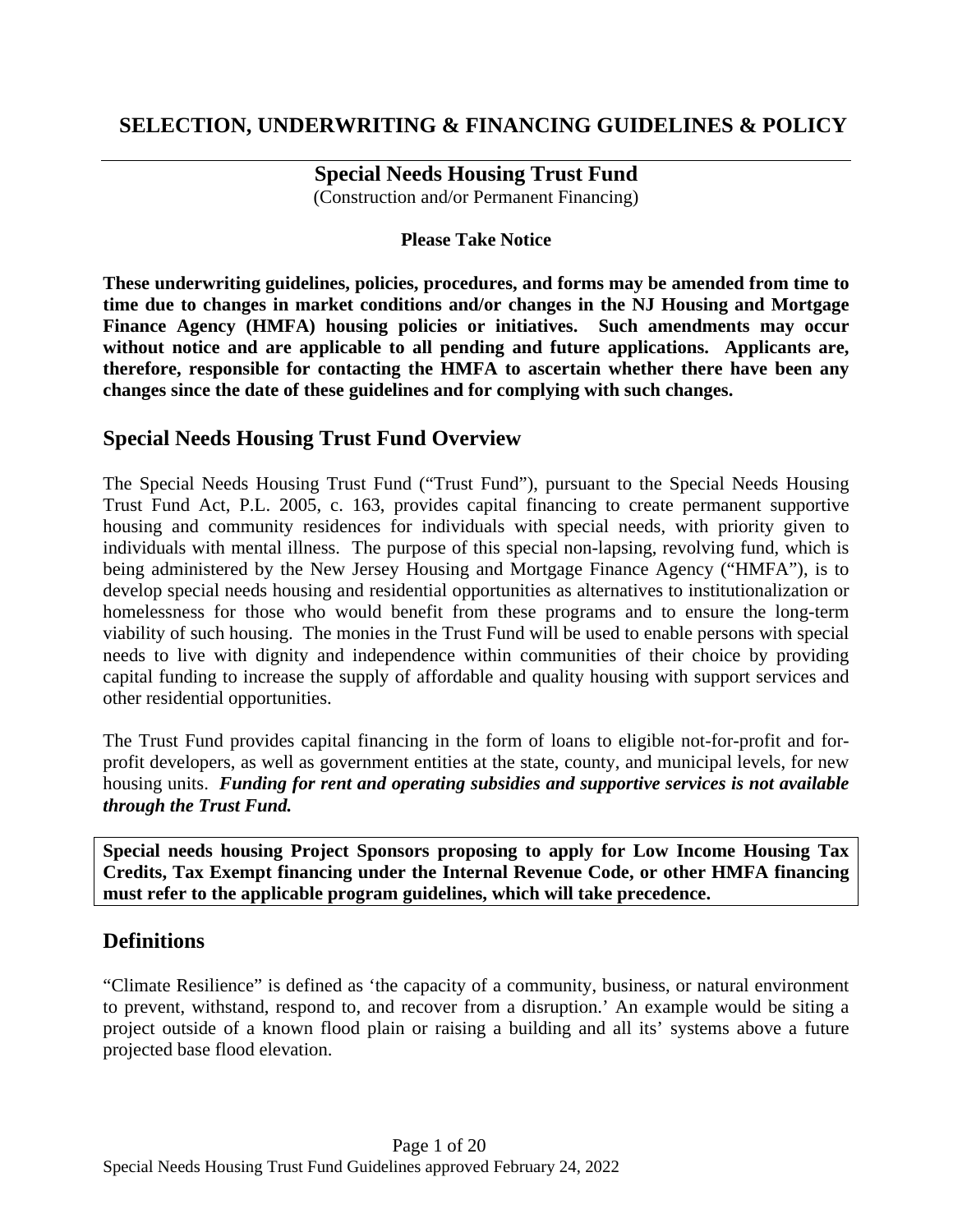# SELECTION, UNDERWRITING & FINANCING GUIDELINES & POLICY

## Special Needs Housing Trust Fund

(Construction and/or Permanent Financing)

**Please Take Notice**

**These underwriting guidelines, policies, procedures, and forms may be amended from time to time due to changes in market conditions and/or changes in the NJ Housing and Mortgage Finance Agency (HMFA) housing policies or initiatives. Such amendments may occur without notice and are applicable to all pending and future applications. Applicants are, therefore, responsible for contacting the HMFA to ascertain whether there have been any changes since the date of these guidelines and for complying with such changes.**

## Special Needs Housing Trust Fund Overview

The Special Needs Housing Trust Fund ("Trust Fund"), pursuant to the Special Needs Housing Trust Fund Act, P.L. 2005, c. 163, provides capital financing to create permanent supportive housing and community residences for individuals with special needs, with priority given to individuals with mental illness. The purpose of this special non-lapsing, revolving fund, which is being administered by the New Jersey Housing and Mortgage Finance Agency ("HMFA"), is to develop special needs housing and residential opportunities as alternatives to institutionalization or homelessness for those who would benefit from these programs and to ensure the long-term viability of such housing. The monies in the Trust Fund will be used to enable persons with special needs to live with dignity and independence within communities of their choice by providing capital funding to increase the supply of affordable and quality housing with support services and other residential opportunities.

The Trust Fund provides capital financing in the form of loans to eligible not-for-profit and for-profit developers, as well as government entities at the state, county, and municipal levels, for new housing units. ***Funding for rent and operating subsidies and supportive services is not available through the Trust Fund.***

**Special needs housing Project Sponsors proposing to apply for Low Income Housing Tax Credits, Tax Exempt financing under the Internal Revenue Code, or other HMFA financing must refer to the applicable program guidelines, which will take precedence.**

## Definitions

"Climate Resilience" is defined as 'the capacity of a community, business, or natural environment to prevent, withstand, respond to, and recover from a disruption.' An example would be siting a project outside of a known flood plain or raising a building and all its' systems above a future projected base flood elevation.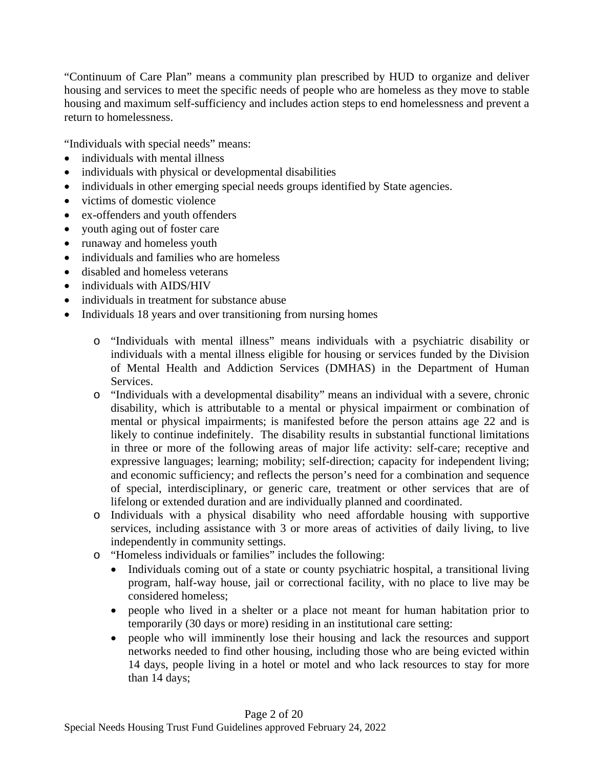"Continuum of Care Plan" means a community plan prescribed by HUD to organize and deliver housing and services to meet the specific needs of people who are homeless as they move to stable housing and maximum self-sufficiency and includes action steps to end homelessness and prevent a return to homelessness.

"Individuals with special needs" means:

- individuals with mental illness
- individuals with physical or developmental disabilities
- individuals in other emerging special needs groups identified by State agencies.
- victims of domestic violence
- ex-offenders and youth offenders
- youth aging out of foster care
- runaway and homeless youth
- individuals and families who are homeless
- disabled and homeless veterans
- individuals with AIDS/HIV
- individuals in treatment for substance abuse
- Individuals 18 years and over transitioning from nursing homes

    - "Individuals with mental illness" means individuals with a psychiatric disability or individuals with a mental illness eligible for housing or services funded by the Division of Mental Health and Addiction Services (DMHAS) in the Department of Human Services.
    - "Individuals with a developmental disability" means an individual with a severe, chronic disability, which is attributable to a mental or physical impairment or combination of mental or physical impairments; is manifested before the person attains age 22 and is likely to continue indefinitely. The disability results in substantial functional limitations in three or more of the following areas of major life activity: self-care; receptive and expressive languages; learning; mobility; self-direction; capacity for independent living; and economic sufficiency; and reflects the person's need for a combination and sequence of special, interdisciplinary, or generic care, treatment or other services that are of lifelong or extended duration and are individually planned and coordinated.
    - Individuals with a physical disability who need affordable housing with supportive services, including assistance with 3 or more areas of activities of daily living, to live independently in community settings.
    - "Homeless individuals or families" includes the following:
        - Individuals coming out of a state or county psychiatric hospital, a transitional living program, half-way house, jail or correctional facility, with no place to live may be considered homeless;
        - people who lived in a shelter or a place not meant for human habitation prior to temporarily (30 days or more) residing in an institutional care setting:
        - people who will imminently lose their housing and lack the resources and support networks needed to find other housing, including those who are being evicted within 14 days, people living in a hotel or motel and who lack resources to stay for more than 14 days;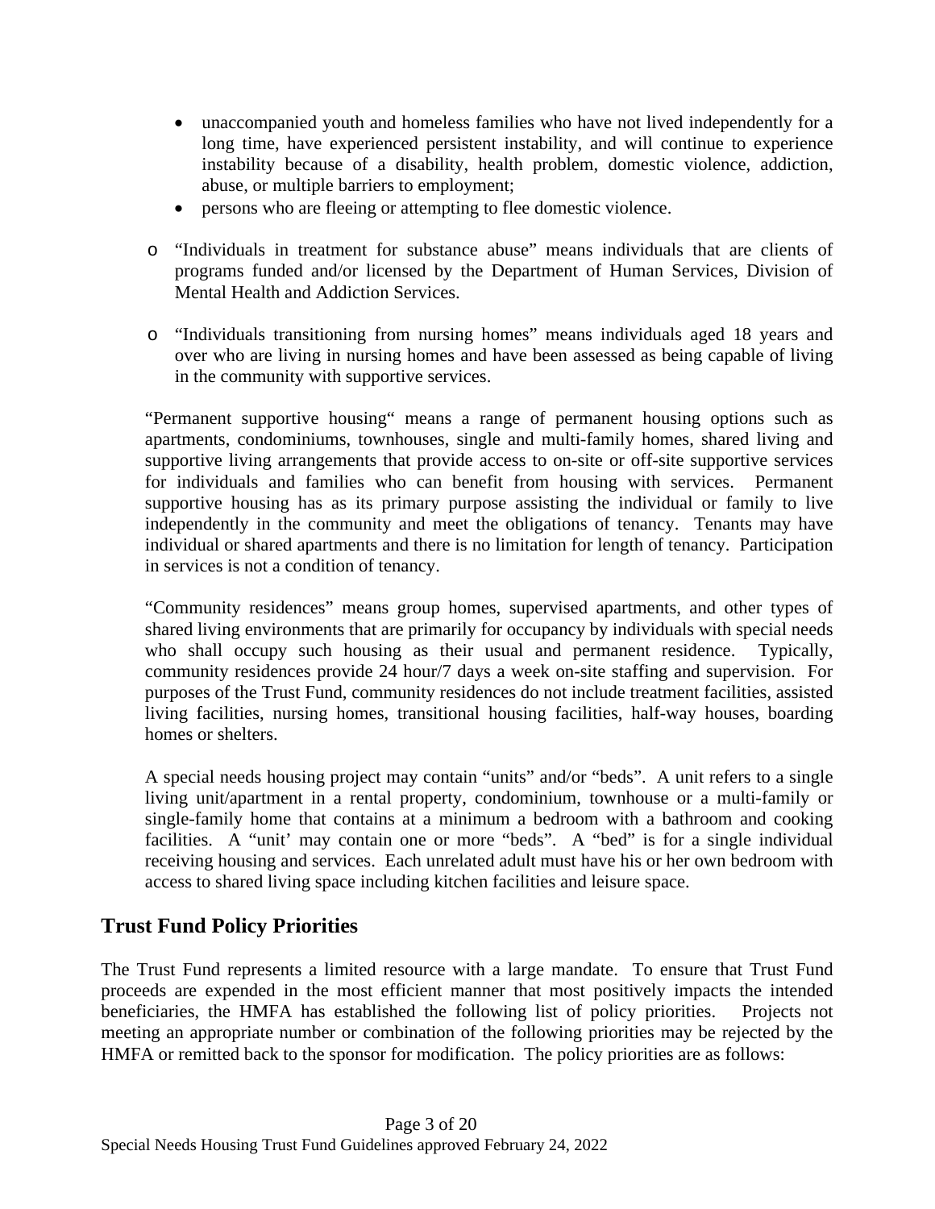- unaccompanied youth and homeless families who have not lived independently for a long time, have experienced persistent instability, and will continue to experience instability because of a disability, health problem, domestic violence, addiction, abuse, or multiple barriers to employment;
    - persons who are fleeing or attempting to flee domestic violence.

  - "Individuals in treatment for substance abuse" means individuals that are clients of programs funded and/or licensed by the Department of Human Services, Division of Mental Health and Addiction Services.

  - "Individuals transitioning from nursing homes" means individuals aged 18 years and over who are living in nursing homes and have been assessed as being capable of living in the community with supportive services.

"Permanent supportive housing" means a range of permanent housing options such as apartments, condominiums, townhouses, single and multi-family homes, shared living and supportive living arrangements that provide access to on-site or off-site supportive services for individuals and families who can benefit from housing with services. Permanent supportive housing has as its primary purpose assisting the individual or family to live independently in the community and meet the obligations of tenancy. Tenants may have individual or shared apartments and there is no limitation for length of tenancy. Participation in services is not a condition of tenancy.

"Community residences" means group homes, supervised apartments, and other types of shared living environments that are primarily for occupancy by individuals with special needs who shall occupy such housing as their usual and permanent residence. Typically, community residences provide 24 hour/7 days a week on-site staffing and supervision. For purposes of the Trust Fund, community residences do not include treatment facilities, assisted living facilities, nursing homes, transitional housing facilities, half-way houses, boarding homes or shelters.

A special needs housing project may contain "units" and/or "beds". A unit refers to a single living unit/apartment in a rental property, condominium, townhouse or a multi-family or single-family home that contains at a minimum a bedroom with a bathroom and cooking facilities. A "unit' may contain one or more "beds". A "bed" is for a single individual receiving housing and services. Each unrelated adult must have his or her own bedroom with access to shared living space including kitchen facilities and leisure space.

## Trust Fund Policy Priorities

The Trust Fund represents a limited resource with a large mandate. To ensure that Trust Fund proceeds are expended in the most efficient manner that most positively impacts the intended beneficiaries, the HMFA has established the following list of policy priorities. Projects not meeting an appropriate number or combination of the following priorities may be rejected by the HMFA or remitted back to the sponsor for modification. The policy priorities are as follows: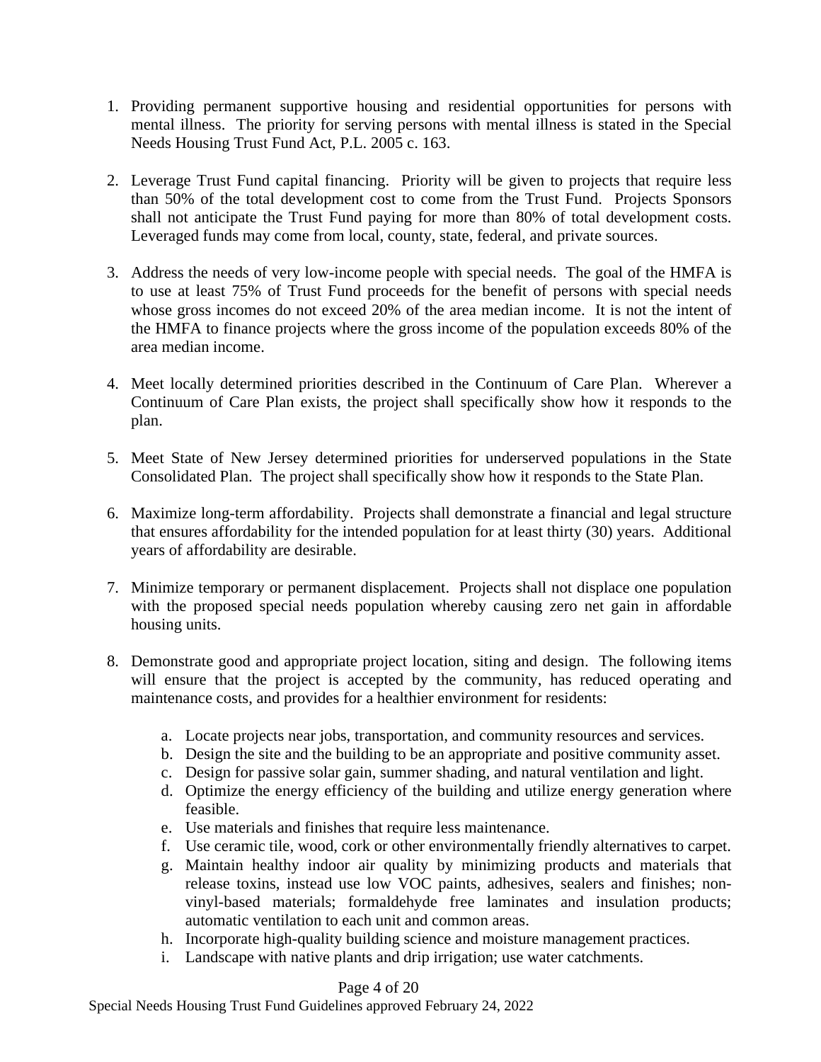1. Providing permanent supportive housing and residential opportunities for persons with mental illness. The priority for serving persons with mental illness is stated in the Special Needs Housing Trust Fund Act, P.L. 2005 c. 163.

2. Leverage Trust Fund capital financing. Priority will be given to projects that require less than 50% of the total development cost to come from the Trust Fund. Projects Sponsors shall not anticipate the Trust Fund paying for more than 80% of total development costs. Leveraged funds may come from local, county, state, federal, and private sources.

3. Address the needs of very low-income people with special needs. The goal of the HMFA is to use at least 75% of Trust Fund proceeds for the benefit of persons with special needs whose gross incomes do not exceed 20% of the area median income. It is not the intent of the HMFA to finance projects where the gross income of the population exceeds 80% of the area median income.

4. Meet locally determined priorities described in the Continuum of Care Plan. Wherever a Continuum of Care Plan exists, the project shall specifically show how it responds to the plan.

5. Meet State of New Jersey determined priorities for underserved populations in the State Consolidated Plan. The project shall specifically show how it responds to the State Plan.

6. Maximize long-term affordability. Projects shall demonstrate a financial and legal structure that ensures affordability for the intended population for at least thirty (30) years. Additional years of affordability are desirable.

7. Minimize temporary or permanent displacement. Projects shall not displace one population with the proposed special needs population whereby causing zero net gain in affordable housing units.

8. Demonstrate good and appropriate project location, siting and design. The following items will ensure that the project is accepted by the community, has reduced operating and maintenance costs, and provides for a healthier environment for residents:

    a. Locate projects near jobs, transportation, and community resources and services.
    b. Design the site and the building to be an appropriate and positive community asset.
    c. Design for passive solar gain, summer shading, and natural ventilation and light.
    d. Optimize the energy efficiency of the building and utilize energy generation where feasible.
    e. Use materials and finishes that require less maintenance.
    f. Use ceramic tile, wood, cork or other environmentally friendly alternatives to carpet.
    g. Maintain healthy indoor air quality by minimizing products and materials that release toxins, instead use low VOC paints, adhesives, sealers and finishes; non-vinyl-based materials; formaldehyde free laminates and insulation products; automatic ventilation to each unit and common areas.
    h. Incorporate high-quality building science and moisture management practices.
    i. Landscape with native plants and drip irrigation; use water catchments.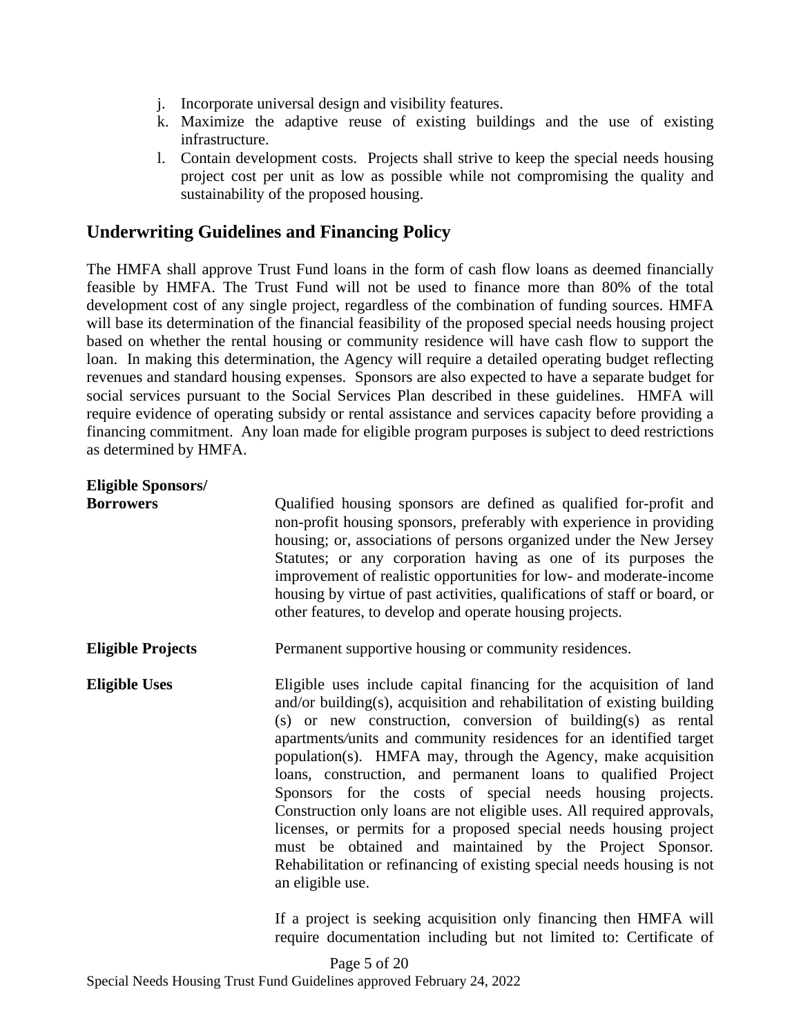j. Incorporate universal design and visibility features.
k. Maximize the adaptive reuse of existing buildings and the use of existing infrastructure.
l. Contain development costs. Projects shall strive to keep the special needs housing project cost per unit as low as possible while not compromising the quality and sustainability of the proposed housing.

## Underwriting Guidelines and Financing Policy

The HMFA shall approve Trust Fund loans in the form of cash flow loans as deemed financially feasible by HMFA. The Trust Fund will not be used to finance more than 80% of the total development cost of any single project, regardless of the combination of funding sources. HMFA will base its determination of the financial feasibility of the proposed special needs housing project based on whether the rental housing or community residence will have cash flow to support the loan. In making this determination, the Agency will require a detailed operating budget reflecting revenues and standard housing expenses. Sponsors are also expected to have a separate budget for social services pursuant to the Social Services Plan described in these guidelines. HMFA will require evidence of operating subsidy or rental assistance and services capacity before providing a financing commitment. Any loan made for eligible program purposes is subject to deed restrictions as determined by HMFA.

**Eligible Sponsors/ Borrowers**

Qualified housing sponsors are defined as qualified for-profit and non-profit housing sponsors, preferably with experience in providing housing; or, associations of persons organized under the New Jersey Statutes; or any corporation having as one of its purposes the improvement of realistic opportunities for low- and moderate-income housing by virtue of past activities, qualifications of staff or board, or other features, to develop and operate housing projects.

**Eligible Projects**

Permanent supportive housing or community residences.

**Eligible Uses**

Eligible uses include capital financing for the acquisition of land and/or building(s), acquisition and rehabilitation of existing building (s) or new construction, conversion of building(s) as rental apartments/units and community residences for an identified target population(s). HMFA may, through the Agency, make acquisition loans, construction, and permanent loans to qualified Project Sponsors for the costs of special needs housing projects. Construction only loans are not eligible uses. All required approvals, licenses, or permits for a proposed special needs housing project must be obtained and maintained by the Project Sponsor. Rehabilitation or refinancing of existing special needs housing is not an eligible use.

If a project is seeking acquisition only financing then HMFA will require documentation including but not limited to: Certificate of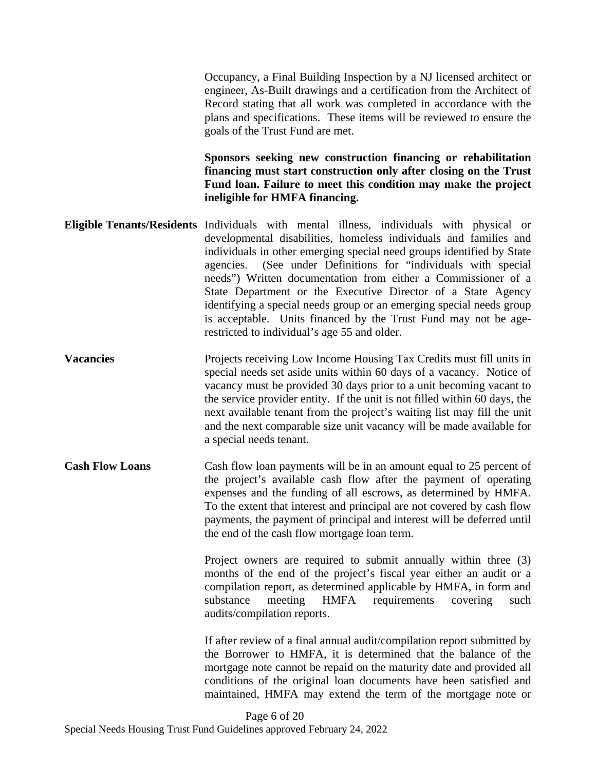Occupancy, a Final Building Inspection by a NJ licensed architect or engineer, As-Built drawings and a certification from the Architect of Record stating that all work was completed in accordance with the plans and specifications. These items will be reviewed to ensure the goals of the Trust Fund are met.

**Sponsors seeking new construction financing or rehabilitation financing must start construction only after closing on the Trust Fund loan. Failure to meet this condition may make the project ineligible for HMFA financing.**

**Eligible Tenants/Residents** Individuals with mental illness, individuals with physical or developmental disabilities, homeless individuals and families and individuals in other emerging special need groups identified by State agencies. (See under Definitions for "individuals with special needs") Written documentation from either a Commissioner of a State Department or the Executive Director of a State Agency identifying a special needs group or an emerging special needs group is acceptable. Units financed by the Trust Fund may not be age-restricted to individual's age 55 and older.

**Vacancies** Projects receiving Low Income Housing Tax Credits must fill units in special needs set aside units within 60 days of a vacancy. Notice of vacancy must be provided 30 days prior to a unit becoming vacant to the service provider entity. If the unit is not filled within 60 days, the next available tenant from the project's waiting list may fill the unit and the next comparable size unit vacancy will be made available for a special needs tenant.

**Cash Flow Loans** Cash flow loan payments will be in an amount equal to 25 percent of the project's available cash flow after the payment of operating expenses and the funding of all escrows, as determined by HMFA. To the extent that interest and principal are not covered by cash flow payments, the payment of principal and interest will be deferred until the end of the cash flow mortgage loan term.

Project owners are required to submit annually within three (3) months of the end of the project's fiscal year either an audit or a compilation report, as determined applicable by HMFA, in form and substance meeting HMFA requirements covering such audits/compilation reports.

If after review of a final annual audit/compilation report submitted by the Borrower to HMFA, it is determined that the balance of the mortgage note cannot be repaid on the maturity date and provided all conditions of the original loan documents have been satisfied and maintained, HMFA may extend the term of the mortgage note or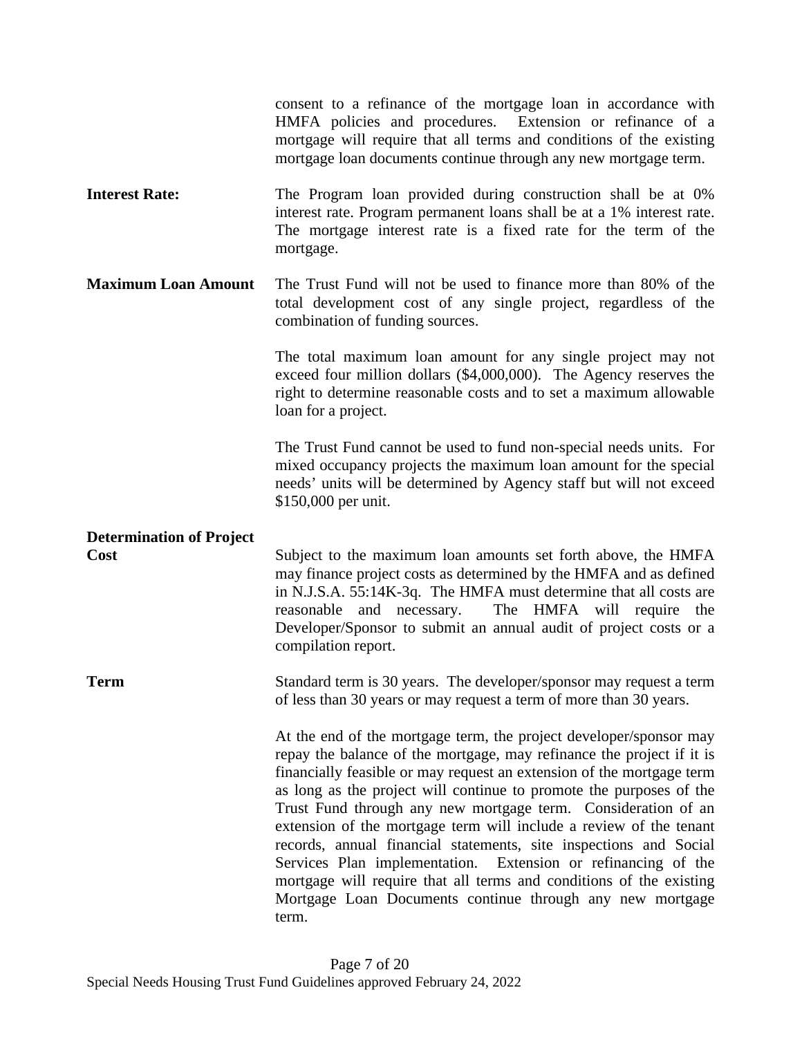consent to a refinance of the mortgage loan in accordance with HMFA policies and procedures. Extension or refinance of a mortgage will require that all terms and conditions of the existing mortgage loan documents continue through any new mortgage term.

**Interest Rate:**

The Program loan provided during construction shall be at 0% interest rate. Program permanent loans shall be at a 1% interest rate. The mortgage interest rate is a fixed rate for the term of the mortgage.

**Maximum Loan Amount**

The Trust Fund will not be used to finance more than 80% of the total development cost of any single project, regardless of the combination of funding sources.

The total maximum loan amount for any single project may not exceed four million dollars ($4,000,000). The Agency reserves the right to determine reasonable costs and to set a maximum allowable loan for a project.

The Trust Fund cannot be used to fund non-special needs units. For mixed occupancy projects the maximum loan amount for the special needs' units will be determined by Agency staff but will not exceed $150,000 per unit.

**Determination of Project Cost**

Subject to the maximum loan amounts set forth above, the HMFA may finance project costs as determined by the HMFA and as defined in N.J.S.A. 55:14K-3q. The HMFA must determine that all costs are reasonable and necessary. The HMFA will require the Developer/Sponsor to submit an annual audit of project costs or a compilation report.

**Term**

Standard term is 30 years. The developer/sponsor may request a term of less than 30 years or may request a term of more than 30 years.

At the end of the mortgage term, the project developer/sponsor may repay the balance of the mortgage, may refinance the project if it is financially feasible or may request an extension of the mortgage term as long as the project will continue to promote the purposes of the Trust Fund through any new mortgage term. Consideration of an extension of the mortgage term will include a review of the tenant records, annual financial statements, site inspections and Social Services Plan implementation. Extension or refinancing of the mortgage will require that all terms and conditions of the existing Mortgage Loan Documents continue through any new mortgage term.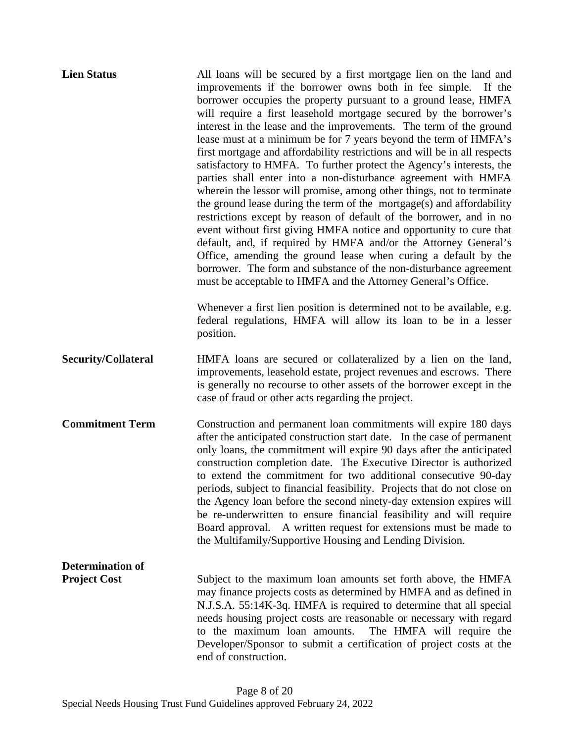**Lien Status**

All loans will be secured by a first mortgage lien on the land and improvements if the borrower owns both in fee simple. If the borrower occupies the property pursuant to a ground lease, HMFA will require a first leasehold mortgage secured by the borrower's interest in the lease and the improvements. The term of the ground lease must at a minimum be for 7 years beyond the term of HMFA's first mortgage and affordability restrictions and will be in all respects satisfactory to HMFA. To further protect the Agency's interests, the parties shall enter into a non-disturbance agreement with HMFA wherein the lessor will promise, among other things, not to terminate the ground lease during the term of the mortgage(s) and affordability restrictions except by reason of default of the borrower, and in no event without first giving HMFA notice and opportunity to cure that default, and, if required by HMFA and/or the Attorney General's Office, amending the ground lease when curing a default by the borrower. The form and substance of the non-disturbance agreement must be acceptable to HMFA and the Attorney General's Office.

Whenever a first lien position is determined not to be available, e.g. federal regulations, HMFA will allow its loan to be in a lesser position.

**Security/Collateral**

HMFA loans are secured or collateralized by a lien on the land, improvements, leasehold estate, project revenues and escrows. There is generally no recourse to other assets of the borrower except in the case of fraud or other acts regarding the project.

**Commitment Term**

Construction and permanent loan commitments will expire 180 days after the anticipated construction start date. In the case of permanent only loans, the commitment will expire 90 days after the anticipated construction completion date. The Executive Director is authorized to extend the commitment for two additional consecutive 90-day periods, subject to financial feasibility. Projects that do not close on the Agency loan before the second ninety-day extension expires will be re-underwritten to ensure financial feasibility and will require Board approval. A written request for extensions must be made to the Multifamily/Supportive Housing and Lending Division.

**Determination of Project Cost**

Subject to the maximum loan amounts set forth above, the HMFA may finance projects costs as determined by HMFA and as defined in N.J.S.A. 55:14K-3q. HMFA is required to determine that all special needs housing project costs are reasonable or necessary with regard to the maximum loan amounts. The HMFA will require the Developer/Sponsor to submit a certification of project costs at the end of construction.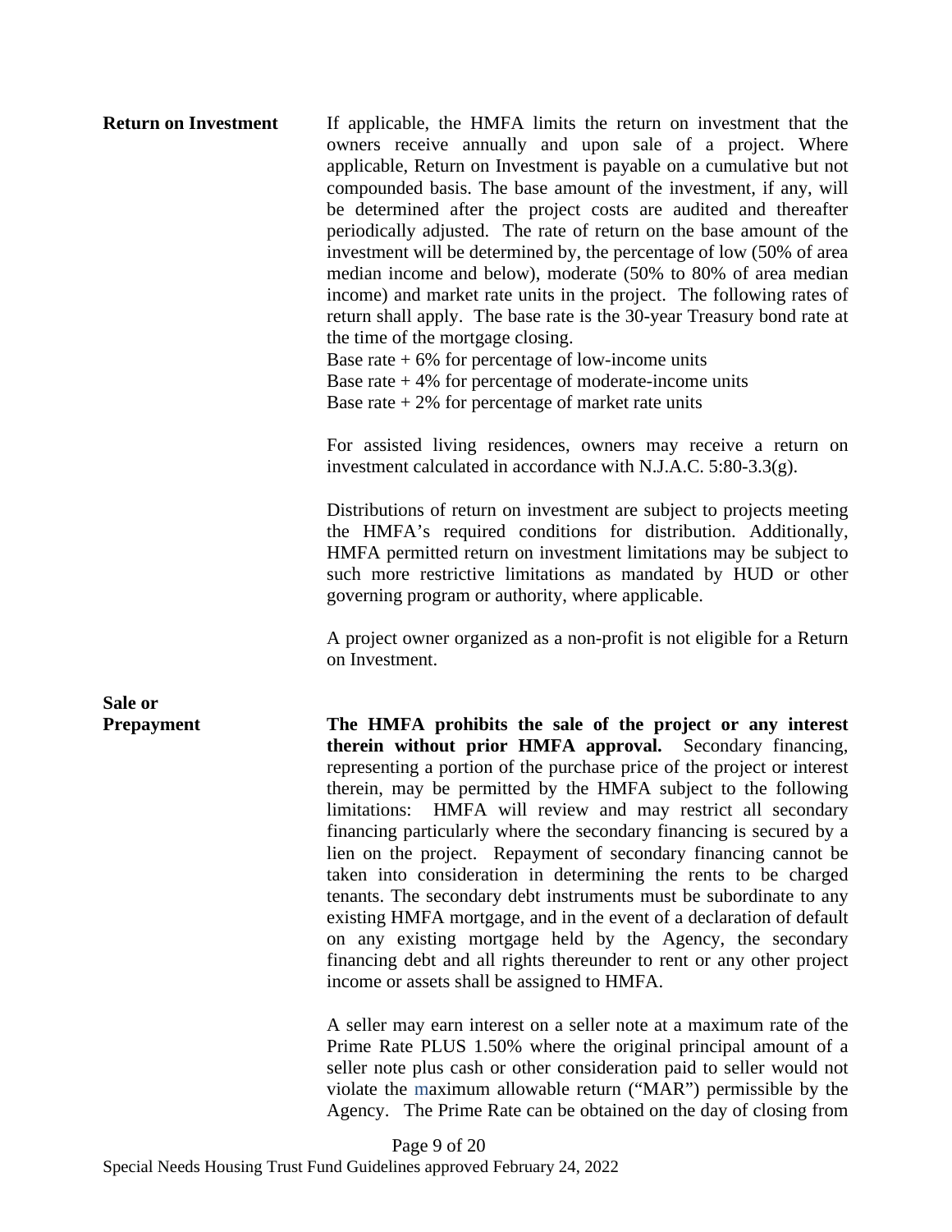**Return on Investment**

If applicable, the HMFA limits the return on investment that the owners receive annually and upon sale of a project. Where applicable, Return on Investment is payable on a cumulative but not compounded basis. The base amount of the investment, if any, will be determined after the project costs are audited and thereafter periodically adjusted. The rate of return on the base amount of the investment will be determined by, the percentage of low (50% of area median income and below), moderate (50% to 80% of area median income) and market rate units in the project. The following rates of return shall apply. The base rate is the 30-year Treasury bond rate at the time of the mortgage closing.

Base rate + 6% for percentage of low-income units
Base rate + 4% for percentage of moderate-income units
Base rate + 2% for percentage of market rate units

For assisted living residences, owners may receive a return on investment calculated in accordance with N.J.A.C. 5:80-3.3(g).

Distributions of return on investment are subject to projects meeting the HMFA's required conditions for distribution. Additionally, HMFA permitted return on investment limitations may be subject to such more restrictive limitations as mandated by HUD or other governing program or authority, where applicable.

A project owner organized as a non-profit is not eligible for a Return on Investment.

**Sale or Prepayment**

**The HMFA prohibits the sale of the project or any interest therein without prior HMFA approval.** Secondary financing, representing a portion of the purchase price of the project or interest therein, may be permitted by the HMFA subject to the following limitations: HMFA will review and may restrict all secondary financing particularly where the secondary financing is secured by a lien on the project. Repayment of secondary financing cannot be taken into consideration in determining the rents to be charged tenants. The secondary debt instruments must be subordinate to any existing HMFA mortgage, and in the event of a declaration of default on any existing mortgage held by the Agency, the secondary financing debt and all rights thereunder to rent or any other project income or assets shall be assigned to HMFA.

A seller may earn interest on a seller note at a maximum rate of the Prime Rate PLUS 1.50% where the original principal amount of a seller note plus cash or other consideration paid to seller would not violate the maximum allowable return ("MAR") permissible by the Agency. The Prime Rate can be obtained on the day of closing from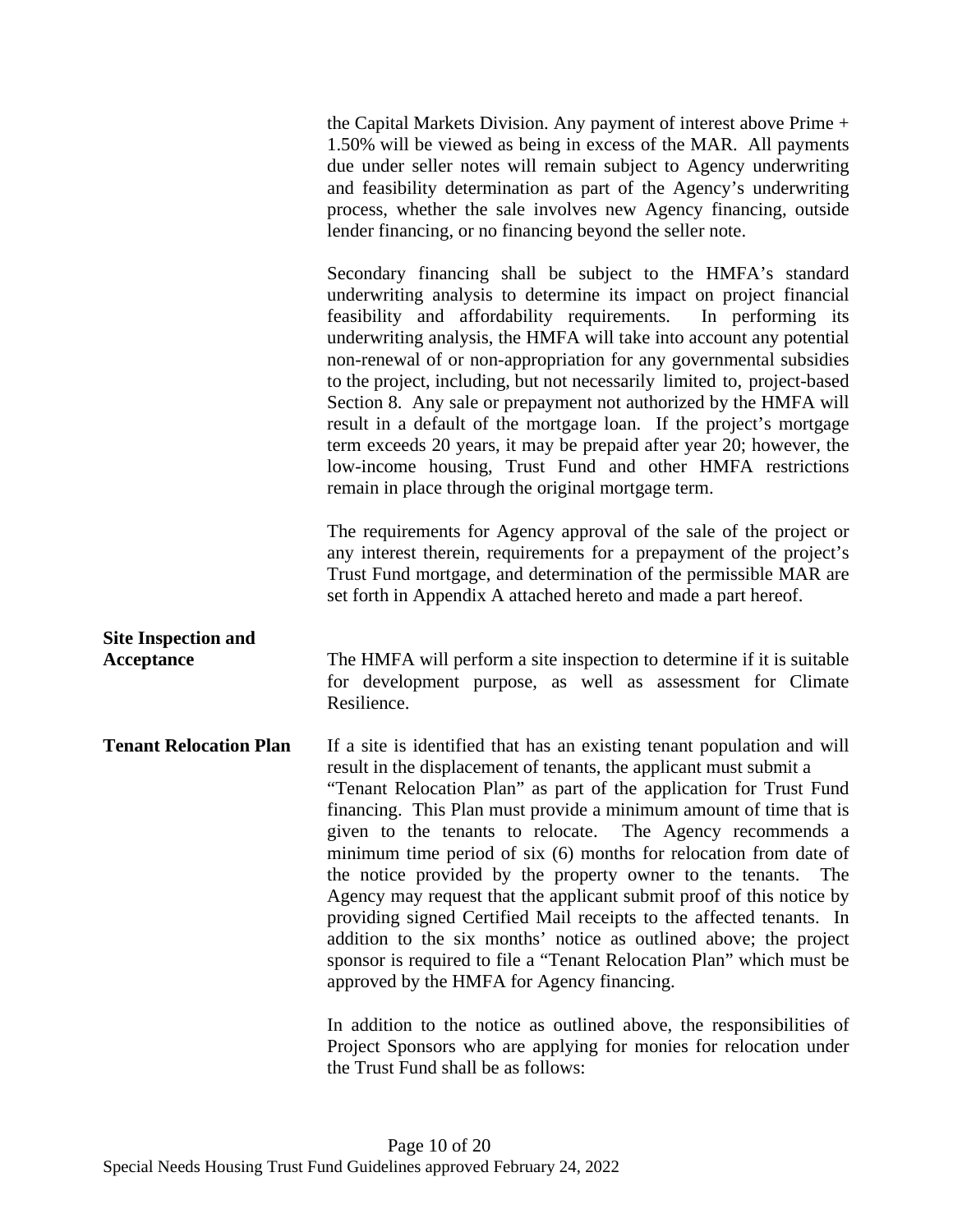the Capital Markets Division. Any payment of interest above Prime + 1.50% will be viewed as being in excess of the MAR. All payments due under seller notes will remain subject to Agency underwriting and feasibility determination as part of the Agency's underwriting process, whether the sale involves new Agency financing, outside lender financing, or no financing beyond the seller note.

Secondary financing shall be subject to the HMFA's standard underwriting analysis to determine its impact on project financial feasibility and affordability requirements. In performing its underwriting analysis, the HMFA will take into account any potential non-renewal of or non-appropriation for any governmental subsidies to the project, including, but not necessarily limited to, project-based Section 8. Any sale or prepayment not authorized by the HMFA will result in a default of the mortgage loan. If the project's mortgage term exceeds 20 years, it may be prepaid after year 20; however, the low-income housing, Trust Fund and other HMFA restrictions remain in place through the original mortgage term.

The requirements for Agency approval of the sale of the project or any interest therein, requirements for a prepayment of the project's Trust Fund mortgage, and determination of the permissible MAR are set forth in Appendix A attached hereto and made a part hereof.

**Site Inspection and Acceptance**

The HMFA will perform a site inspection to determine if it is suitable for development purpose, as well as assessment for Climate Resilience.

**Tenant Relocation Plan**

If a site is identified that has an existing tenant population and will result in the displacement of tenants, the applicant must submit a "Tenant Relocation Plan" as part of the application for Trust Fund financing. This Plan must provide a minimum amount of time that is given to the tenants to relocate. The Agency recommends a minimum time period of six (6) months for relocation from date of the notice provided by the property owner to the tenants. The Agency may request that the applicant submit proof of this notice by providing signed Certified Mail receipts to the affected tenants. In addition to the six months' notice as outlined above; the project sponsor is required to file a "Tenant Relocation Plan" which must be approved by the HMFA for Agency financing.

In addition to the notice as outlined above, the responsibilities of Project Sponsors who are applying for monies for relocation under the Trust Fund shall be as follows: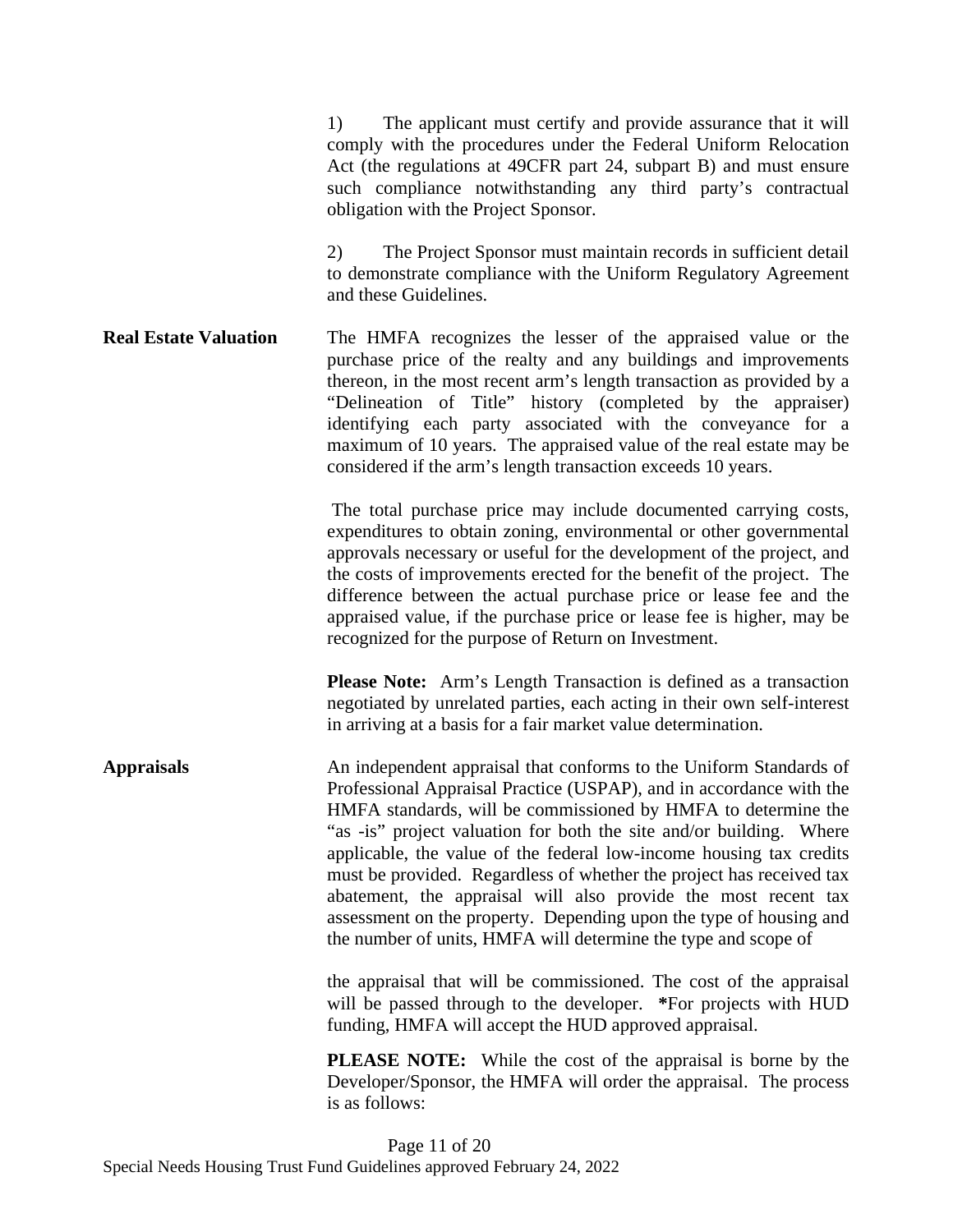1) The applicant must certify and provide assurance that it will comply with the procedures under the Federal Uniform Relocation Act (the regulations at 49CFR part 24, subpart B) and must ensure such compliance notwithstanding any third party's contractual obligation with the Project Sponsor.

2) The Project Sponsor must maintain records in sufficient detail to demonstrate compliance with the Uniform Regulatory Agreement and these Guidelines.

**Real Estate Valuation**

The HMFA recognizes the lesser of the appraised value or the purchase price of the realty and any buildings and improvements thereon, in the most recent arm's length transaction as provided by a "Delineation of Title" history (completed by the appraiser) identifying each party associated with the conveyance for a maximum of 10 years. The appraised value of the real estate may be considered if the arm's length transaction exceeds 10 years.

The total purchase price may include documented carrying costs, expenditures to obtain zoning, environmental or other governmental approvals necessary or useful for the development of the project, and the costs of improvements erected for the benefit of the project. The difference between the actual purchase price or lease fee and the appraised value, if the purchase price or lease fee is higher, may be recognized for the purpose of Return on Investment.

**Please Note:** Arm's Length Transaction is defined as a transaction negotiated by unrelated parties, each acting in their own self-interest in arriving at a basis for a fair market value determination.

**Appraisals**

An independent appraisal that conforms to the Uniform Standards of Professional Appraisal Practice (USPAP), and in accordance with the HMFA standards, will be commissioned by HMFA to determine the "as -is" project valuation for both the site and/or building. Where applicable, the value of the federal low-income housing tax credits must be provided. Regardless of whether the project has received tax abatement, the appraisal will also provide the most recent tax assessment on the property. Depending upon the type of housing and the number of units, HMFA will determine the type and scope of the appraisal that will be commissioned. The cost of the appraisal will be passed through to the developer. **\***For projects with HUD funding, HMFA will accept the HUD approved appraisal.

**PLEASE NOTE:** While the cost of the appraisal is borne by the Developer/Sponsor, the HMFA will order the appraisal. The process is as follows: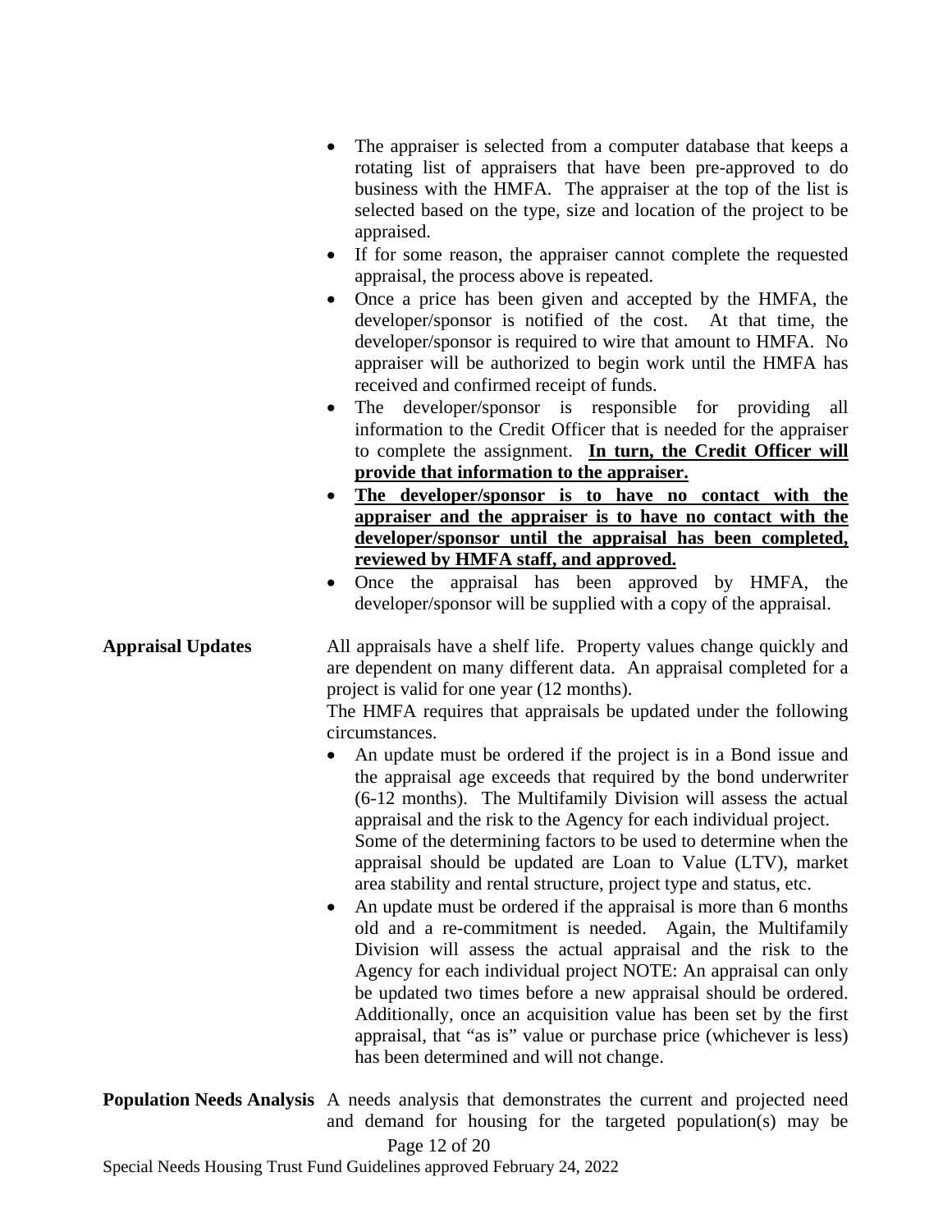- The appraiser is selected from a computer database that keeps a rotating list of appraisers that have been pre-approved to do business with the HMFA. The appraiser at the top of the list is selected based on the type, size and location of the project to be appraised.
- If for some reason, the appraiser cannot complete the requested appraisal, the process above is repeated.
- Once a price has been given and accepted by the HMFA, the developer/sponsor is notified of the cost. At that time, the developer/sponsor is required to wire that amount to HMFA. No appraiser will be authorized to begin work until the HMFA has received and confirmed receipt of funds.
- The developer/sponsor is responsible for providing all information to the Credit Officer that is needed for the appraiser to complete the assignment. **<u>In turn, the Credit Officer will provide that information to the appraiser.</u>**
- **<u>The developer/sponsor is to have no contact with the appraiser and the appraiser is to have no contact with the developer/sponsor until the appraisal has been completed, reviewed by HMFA staff, and approved.</u>**
- Once the appraisal has been approved by HMFA, the developer/sponsor will be supplied with a copy of the appraisal.

**Appraisal Updates**

All appraisals have a shelf life. Property values change quickly and are dependent on many different data. An appraisal completed for a project is valid for one year (12 months).

The HMFA requires that appraisals be updated under the following circumstances.

- An update must be ordered if the project is in a Bond issue and the appraisal age exceeds that required by the bond underwriter (6-12 months). The Multifamily Division will assess the actual appraisal and the risk to the Agency for each individual project. Some of the determining factors to be used to determine when the appraisal should be updated are Loan to Value (LTV), market area stability and rental structure, project type and status, etc.
- An update must be ordered if the appraisal is more than 6 months old and a re-commitment is needed. Again, the Multifamily Division will assess the actual appraisal and the risk to the Agency for each individual project NOTE: An appraisal can only be updated two times before a new appraisal should be ordered. Additionally, once an acquisition value has been set by the first appraisal, that "as is" value or purchase price (whichever is less) has been determined and will not change.

**Population Needs Analysis**

A needs analysis that demonstrates the current and projected need and demand for housing for the targeted population(s) may be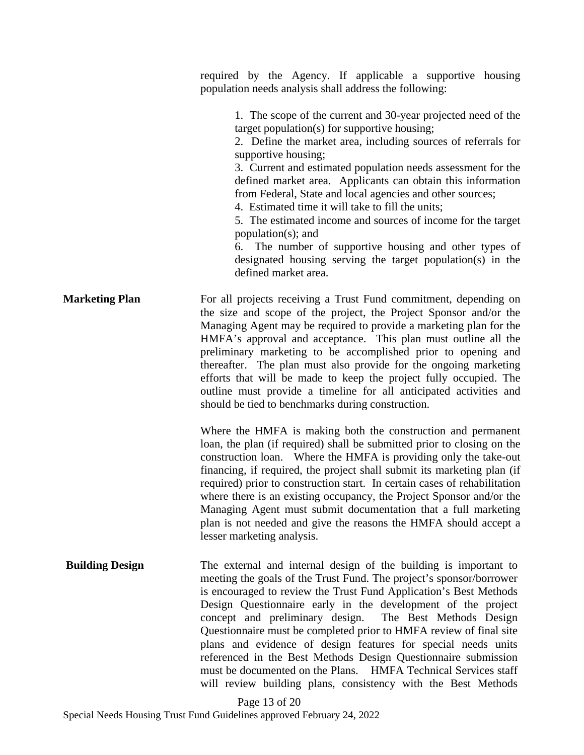required by the Agency. If applicable a supportive housing population needs analysis shall address the following:

1. The scope of the current and 30-year projected need of the target population(s) for supportive housing;
2. Define the market area, including sources of referrals for supportive housing;
3. Current and estimated population needs assessment for the defined market area. Applicants can obtain this information from Federal, State and local agencies and other sources;
4. Estimated time it will take to fill the units;
5. The estimated income and sources of income for the target population(s); and
6. The number of supportive housing and other types of designated housing serving the target population(s) in the defined market area.

**Marketing Plan**

For all projects receiving a Trust Fund commitment, depending on the size and scope of the project, the Project Sponsor and/or the Managing Agent may be required to provide a marketing plan for the HMFA's approval and acceptance. This plan must outline all the preliminary marketing to be accomplished prior to opening and thereafter. The plan must also provide for the ongoing marketing efforts that will be made to keep the project fully occupied. The outline must provide a timeline for all anticipated activities and should be tied to benchmarks during construction.

Where the HMFA is making both the construction and permanent loan, the plan (if required) shall be submitted prior to closing on the construction loan. Where the HMFA is providing only the take-out financing, if required, the project shall submit its marketing plan (if required) prior to construction start. In certain cases of rehabilitation where there is an existing occupancy, the Project Sponsor and/or the Managing Agent must submit documentation that a full marketing plan is not needed and give the reasons the HMFA should accept a lesser marketing analysis.

**Building Design**

The external and internal design of the building is important to meeting the goals of the Trust Fund. The project's sponsor/borrower is encouraged to review the Trust Fund Application's Best Methods Design Questionnaire early in the development of the project concept and preliminary design. The Best Methods Design Questionnaire must be completed prior to HMFA review of final site plans and evidence of design features for special needs units referenced in the Best Methods Design Questionnaire submission must be documented on the Plans. HMFA Technical Services staff will review building plans, consistency with the Best Methods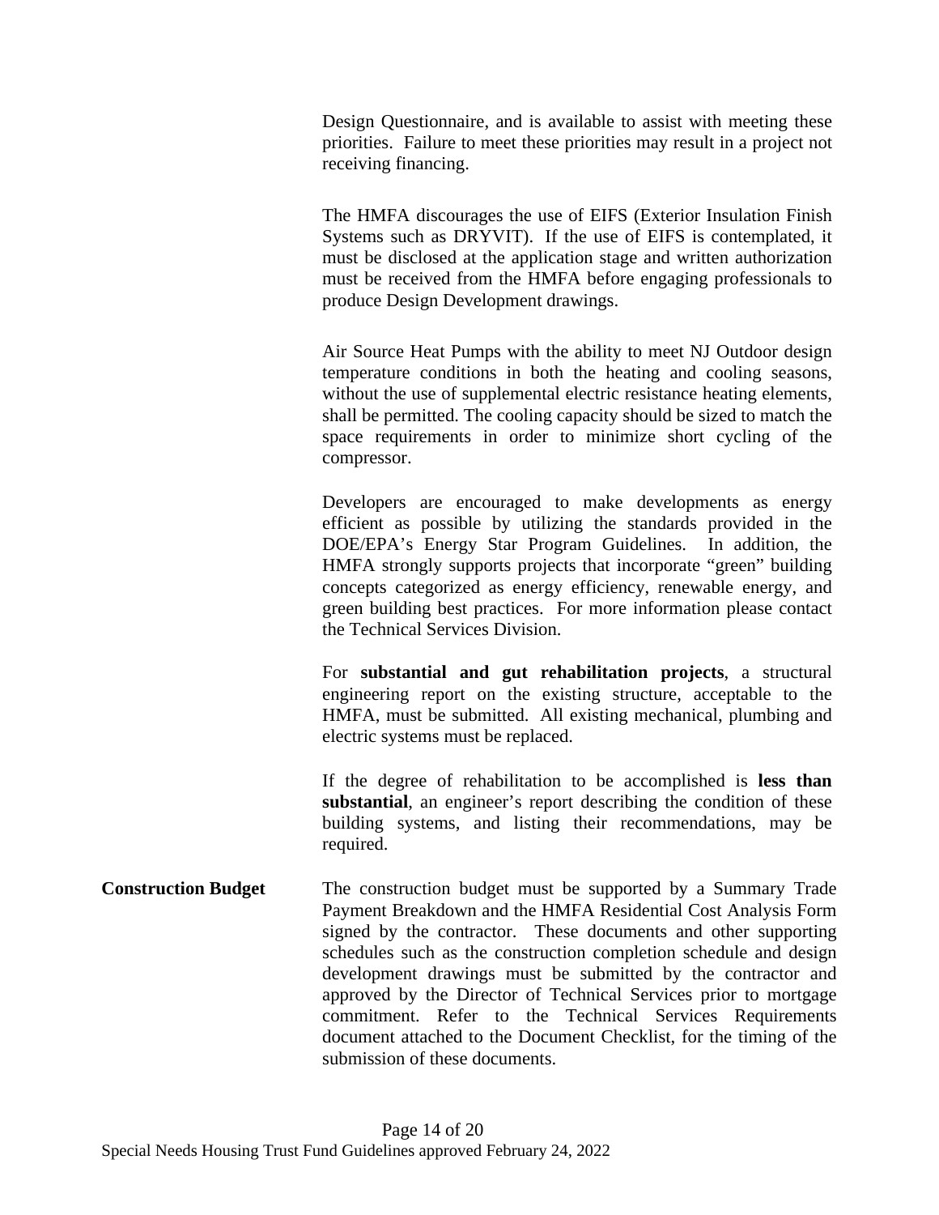Design Questionnaire, and is available to assist with meeting these priorities. Failure to meet these priorities may result in a project not receiving financing.

The HMFA discourages the use of EIFS (Exterior Insulation Finish Systems such as DRYVIT). If the use of EIFS is contemplated, it must be disclosed at the application stage and written authorization must be received from the HMFA before engaging professionals to produce Design Development drawings.

Air Source Heat Pumps with the ability to meet NJ Outdoor design temperature conditions in both the heating and cooling seasons, without the use of supplemental electric resistance heating elements, shall be permitted. The cooling capacity should be sized to match the space requirements in order to minimize short cycling of the compressor.

Developers are encouraged to make developments as energy efficient as possible by utilizing the standards provided in the DOE/EPA's Energy Star Program Guidelines. In addition, the HMFA strongly supports projects that incorporate "green" building concepts categorized as energy efficiency, renewable energy, and green building best practices. For more information please contact the Technical Services Division.

For **substantial and gut rehabilitation projects**, a structural engineering report on the existing structure, acceptable to the HMFA, must be submitted. All existing mechanical, plumbing and electric systems must be replaced.

If the degree of rehabilitation to be accomplished is **less than substantial**, an engineer's report describing the condition of these building systems, and listing their recommendations, may be required.

**Construction Budget**

The construction budget must be supported by a Summary Trade Payment Breakdown and the HMFA Residential Cost Analysis Form signed by the contractor. These documents and other supporting schedules such as the construction completion schedule and design development drawings must be submitted by the contractor and approved by the Director of Technical Services prior to mortgage commitment. Refer to the Technical Services Requirements document attached to the Document Checklist, for the timing of the submission of these documents.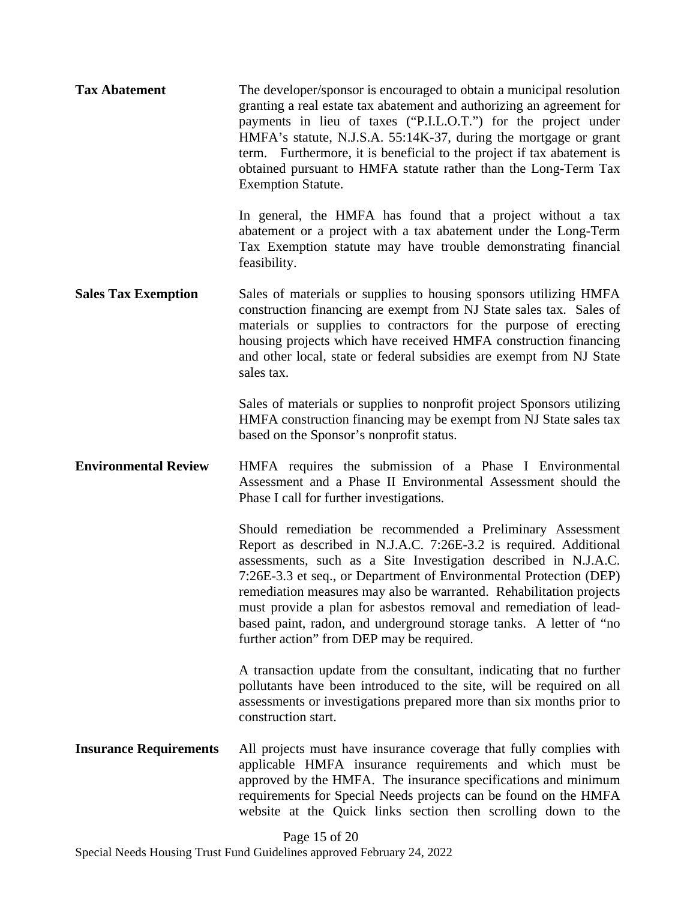**Tax Abatement**

The developer/sponsor is encouraged to obtain a municipal resolution granting a real estate tax abatement and authorizing an agreement for payments in lieu of taxes ("P.I.L.O.T.") for the project under HMFA's statute, N.J.S.A. 55:14K-37, during the mortgage or grant term. Furthermore, it is beneficial to the project if tax abatement is obtained pursuant to HMFA statute rather than the Long-Term Tax Exemption Statute.

In general, the HMFA has found that a project without a tax abatement or a project with a tax abatement under the Long-Term Tax Exemption statute may have trouble demonstrating financial feasibility.

**Sales Tax Exemption**

Sales of materials or supplies to housing sponsors utilizing HMFA construction financing are exempt from NJ State sales tax. Sales of materials or supplies to contractors for the purpose of erecting housing projects which have received HMFA construction financing and other local, state or federal subsidies are exempt from NJ State sales tax.

Sales of materials or supplies to nonprofit project Sponsors utilizing HMFA construction financing may be exempt from NJ State sales tax based on the Sponsor's nonprofit status.

**Environmental Review**

HMFA requires the submission of a Phase I Environmental Assessment and a Phase II Environmental Assessment should the Phase I call for further investigations.

Should remediation be recommended a Preliminary Assessment Report as described in N.J.A.C. 7:26E-3.2 is required. Additional assessments, such as a Site Investigation described in N.J.A.C. 7:26E-3.3 et seq., or Department of Environmental Protection (DEP) remediation measures may also be warranted. Rehabilitation projects must provide a plan for asbestos removal and remediation of lead-based paint, radon, and underground storage tanks. A letter of "no further action" from DEP may be required.

A transaction update from the consultant, indicating that no further pollutants have been introduced to the site, will be required on all assessments or investigations prepared more than six months prior to construction start.

**Insurance Requirements**

All projects must have insurance coverage that fully complies with applicable HMFA insurance requirements and which must be approved by the HMFA. The insurance specifications and minimum requirements for Special Needs projects can be found on the HMFA website at the Quick links section then scrolling down to the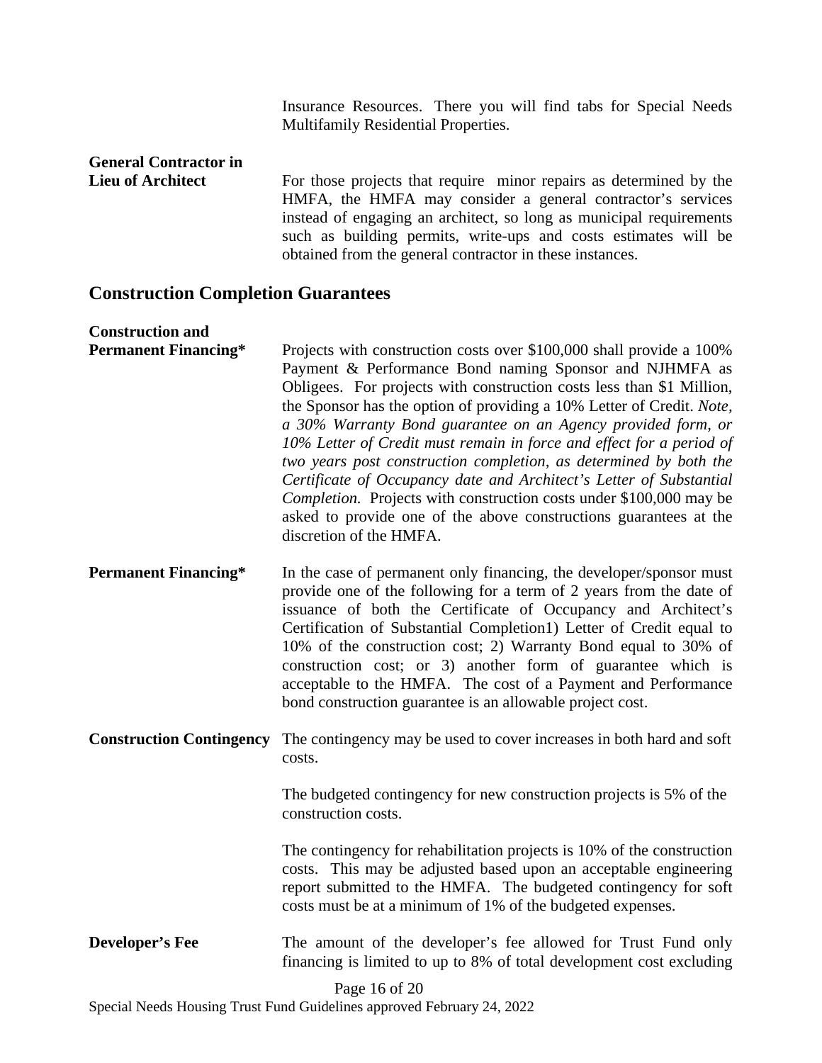Insurance Resources. There you will find tabs for Special Needs Multifamily Residential Properties.

**General Contractor in Lieu of Architect**

For those projects that require minor repairs as determined by the HMFA, the HMFA may consider a general contractor's services instead of engaging an architect, so long as municipal requirements such as building permits, write-ups and costs estimates will be obtained from the general contractor in these instances.

## Construction Completion Guarantees

**Construction and Permanent Financing***

Projects with construction costs over $100,000 shall provide a 100% Payment & Performance Bond naming Sponsor and NJHMFA as Obligees. For projects with construction costs less than $1 Million, the Sponsor has the option of providing a 10% Letter of Credit. *Note, a 30% Warranty Bond guarantee on an Agency provided form, or 10% Letter of Credit must remain in force and effect for a period of two years post construction completion, as determined by both the Certificate of Occupancy date and Architect's Letter of Substantial Completion.* Projects with construction costs under $100,000 may be asked to provide one of the above constructions guarantees at the discretion of the HMFA.

**Permanent Financing***

In the case of permanent only financing, the developer/sponsor must provide one of the following for a term of 2 years from the date of issuance of both the Certificate of Occupancy and Architect's Certification of Substantial Completion1) Letter of Credit equal to 10% of the construction cost; 2) Warranty Bond equal to 30% of construction cost; or 3) another form of guarantee which is acceptable to the HMFA. The cost of a Payment and Performance bond construction guarantee is an allowable project cost.

**Construction Contingency**

The contingency may be used to cover increases in both hard and soft costs.

The budgeted contingency for new construction projects is 5% of the construction costs.

The contingency for rehabilitation projects is 10% of the construction costs. This may be adjusted based upon an acceptable engineering report submitted to the HMFA. The budgeted contingency for soft costs must be at a minimum of 1% of the budgeted expenses.

**Developer's Fee**

The amount of the developer's fee allowed for Trust Fund only financing is limited to up to 8% of total development cost excluding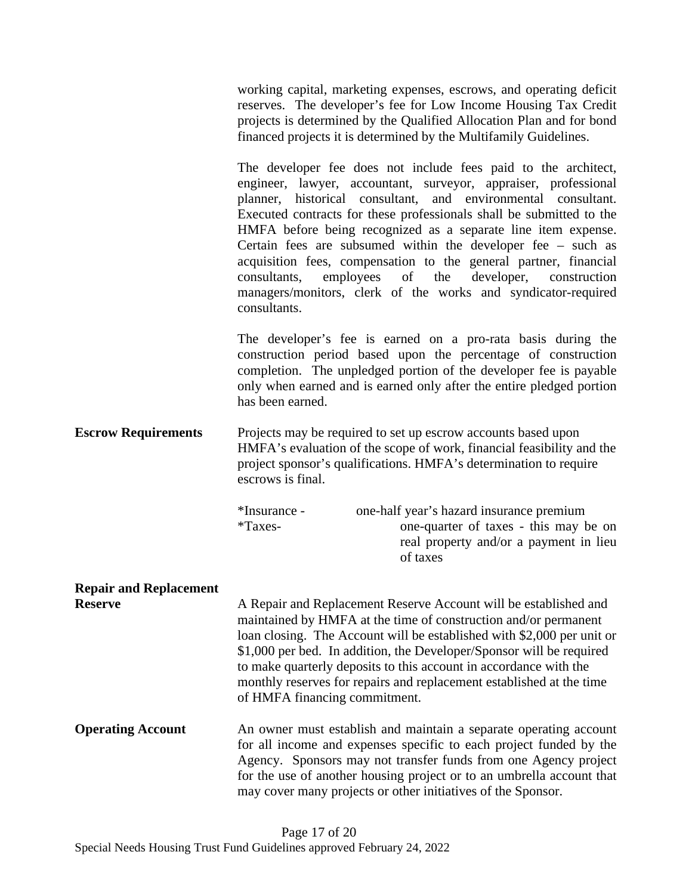working capital, marketing expenses, escrows, and operating deficit reserves. The developer's fee for Low Income Housing Tax Credit projects is determined by the Qualified Allocation Plan and for bond financed projects it is determined by the Multifamily Guidelines.

The developer fee does not include fees paid to the architect, engineer, lawyer, accountant, surveyor, appraiser, professional planner, historical consultant, and environmental consultant. Executed contracts for these professionals shall be submitted to the HMFA before being recognized as a separate line item expense. Certain fees are subsumed within the developer fee – such as acquisition fees, compensation to the general partner, financial consultants, employees of the developer, construction managers/monitors, clerk of the works and syndicator-required consultants.

The developer's fee is earned on a pro-rata basis during the construction period based upon the percentage of construction completion. The unpledged portion of the developer fee is payable only when earned and is earned only after the entire pledged portion has been earned.

**Escrow Requirements**

Projects may be required to set up escrow accounts based upon HMFA's evaluation of the scope of work, financial feasibility and the project sponsor's qualifications. HMFA's determination to require escrows is final.

*Insurance - one-half year's hazard insurance premium

*Taxes- one-quarter of taxes - this may be on real property and/or a payment in lieu of taxes

**Repair and Replacement Reserve**

A Repair and Replacement Reserve Account will be established and maintained by HMFA at the time of construction and/or permanent loan closing. The Account will be established with $2,000 per unit or $1,000 per bed. In addition, the Developer/Sponsor will be required to make quarterly deposits to this account in accordance with the monthly reserves for repairs and replacement established at the time of HMFA financing commitment.

**Operating Account**

An owner must establish and maintain a separate operating account for all income and expenses specific to each project funded by the Agency. Sponsors may not transfer funds from one Agency project for the use of another housing project or to an umbrella account that may cover many projects or other initiatives of the Sponsor.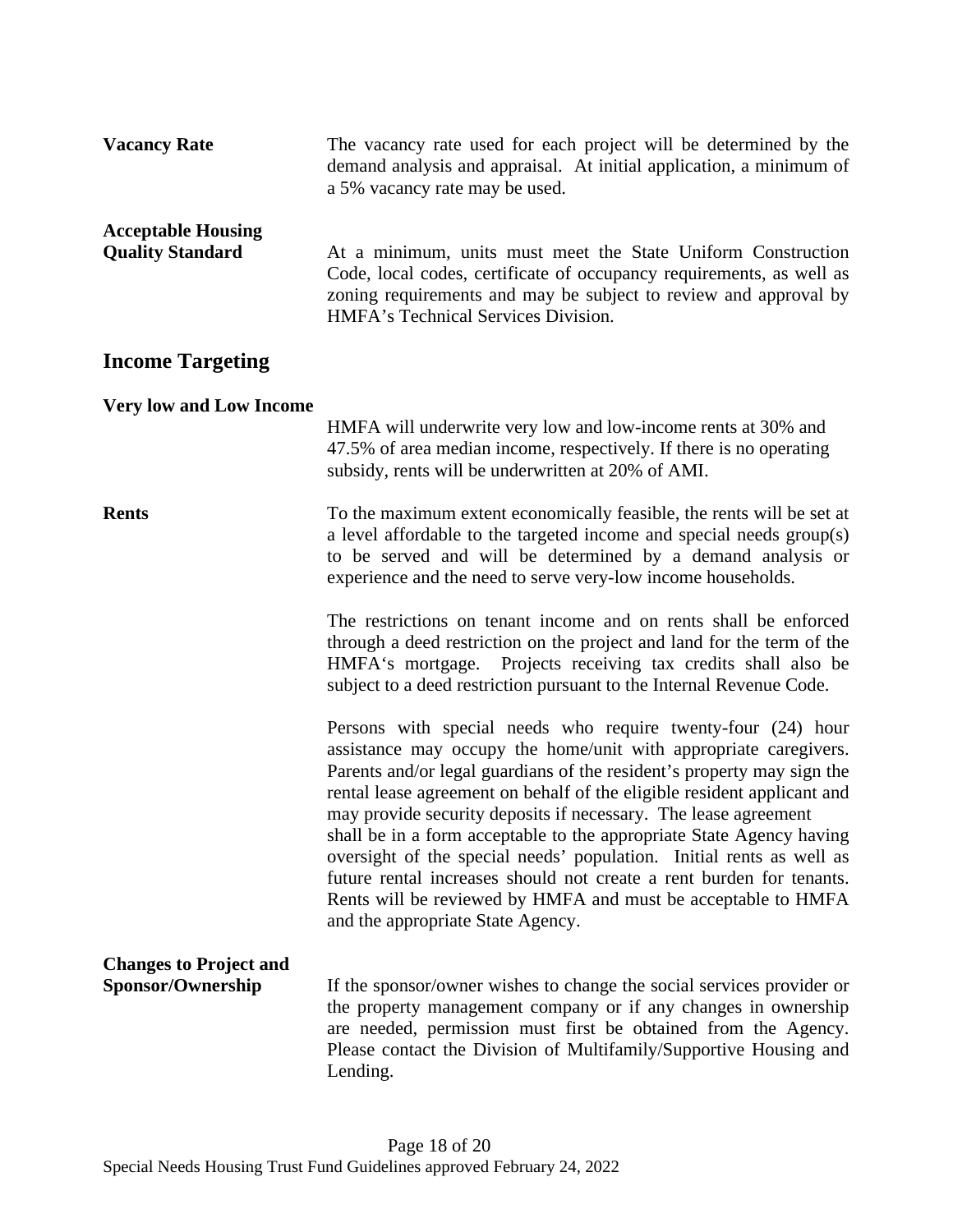**Vacancy Rate**

The vacancy rate used for each project will be determined by the demand analysis and appraisal. At initial application, a minimum of a 5% vacancy rate may be used.

**Acceptable Housing Quality Standard**

At a minimum, units must meet the State Uniform Construction Code, local codes, certificate of occupancy requirements, as well as zoning requirements and may be subject to review and approval by HMFA's Technical Services Division.

## Income Targeting

**Very low and Low Income**

HMFA will underwrite very low and low-income rents at 30% and 47.5% of area median income, respectively. If there is no operating subsidy, rents will be underwritten at 20% of AMI.

**Rents**

To the maximum extent economically feasible, the rents will be set at a level affordable to the targeted income and special needs group(s) to be served and will be determined by a demand analysis or experience and the need to serve very-low income households.

The restrictions on tenant income and on rents shall be enforced through a deed restriction on the project and land for the term of the HMFA's mortgage. Projects receiving tax credits shall also be subject to a deed restriction pursuant to the Internal Revenue Code.

Persons with special needs who require twenty-four (24) hour assistance may occupy the home/unit with appropriate caregivers. Parents and/or legal guardians of the resident's property may sign the rental lease agreement on behalf of the eligible resident applicant and may provide security deposits if necessary. The lease agreement shall be in a form acceptable to the appropriate State Agency having oversight of the special needs' population. Initial rents as well as future rental increases should not create a rent burden for tenants. Rents will be reviewed by HMFA and must be acceptable to HMFA and the appropriate State Agency.

**Changes to Project and Sponsor/Ownership**

If the sponsor/owner wishes to change the social services provider or the property management company or if any changes in ownership are needed, permission must first be obtained from the Agency. Please contact the Division of Multifamily/Supportive Housing and Lending.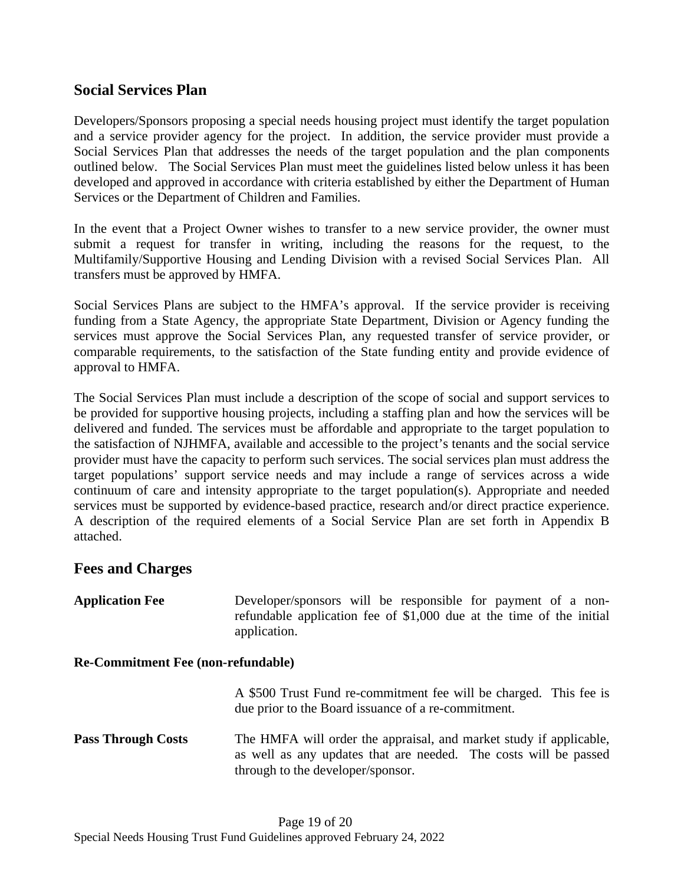## Social Services Plan

Developers/Sponsors proposing a special needs housing project must identify the target population and a service provider agency for the project. In addition, the service provider must provide a Social Services Plan that addresses the needs of the target population and the plan components outlined below. The Social Services Plan must meet the guidelines listed below unless it has been developed and approved in accordance with criteria established by either the Department of Human Services or the Department of Children and Families.

In the event that a Project Owner wishes to transfer to a new service provider, the owner must submit a request for transfer in writing, including the reasons for the request, to the Multifamily/Supportive Housing and Lending Division with a revised Social Services Plan. All transfers must be approved by HMFA.

Social Services Plans are subject to the HMFA's approval. If the service provider is receiving funding from a State Agency, the appropriate State Department, Division or Agency funding the services must approve the Social Services Plan, any requested transfer of service provider, or comparable requirements, to the satisfaction of the State funding entity and provide evidence of approval to HMFA.

The Social Services Plan must include a description of the scope of social and support services to be provided for supportive housing projects, including a staffing plan and how the services will be delivered and funded. The services must be affordable and appropriate to the target population to the satisfaction of NJHMFA, available and accessible to the project's tenants and the social service provider must have the capacity to perform such services. The social services plan must address the target populations' support service needs and may include a range of services across a wide continuum of care and intensity appropriate to the target population(s). Appropriate and needed services must be supported by evidence-based practice, research and/or direct practice experience. A description of the required elements of a Social Service Plan are set forth in Appendix B attached.

## Fees and Charges

**Application Fee**

Developer/sponsors will be responsible for payment of a non-refundable application fee of $1,000 due at the time of the initial application.

**Re-Commitment Fee (non-refundable)**

A $500 Trust Fund re-commitment fee will be charged. This fee is due prior to the Board issuance of a re-commitment.

**Pass Through Costs**

The HMFA will order the appraisal, and market study if applicable, as well as any updates that are needed. The costs will be passed through to the developer/sponsor.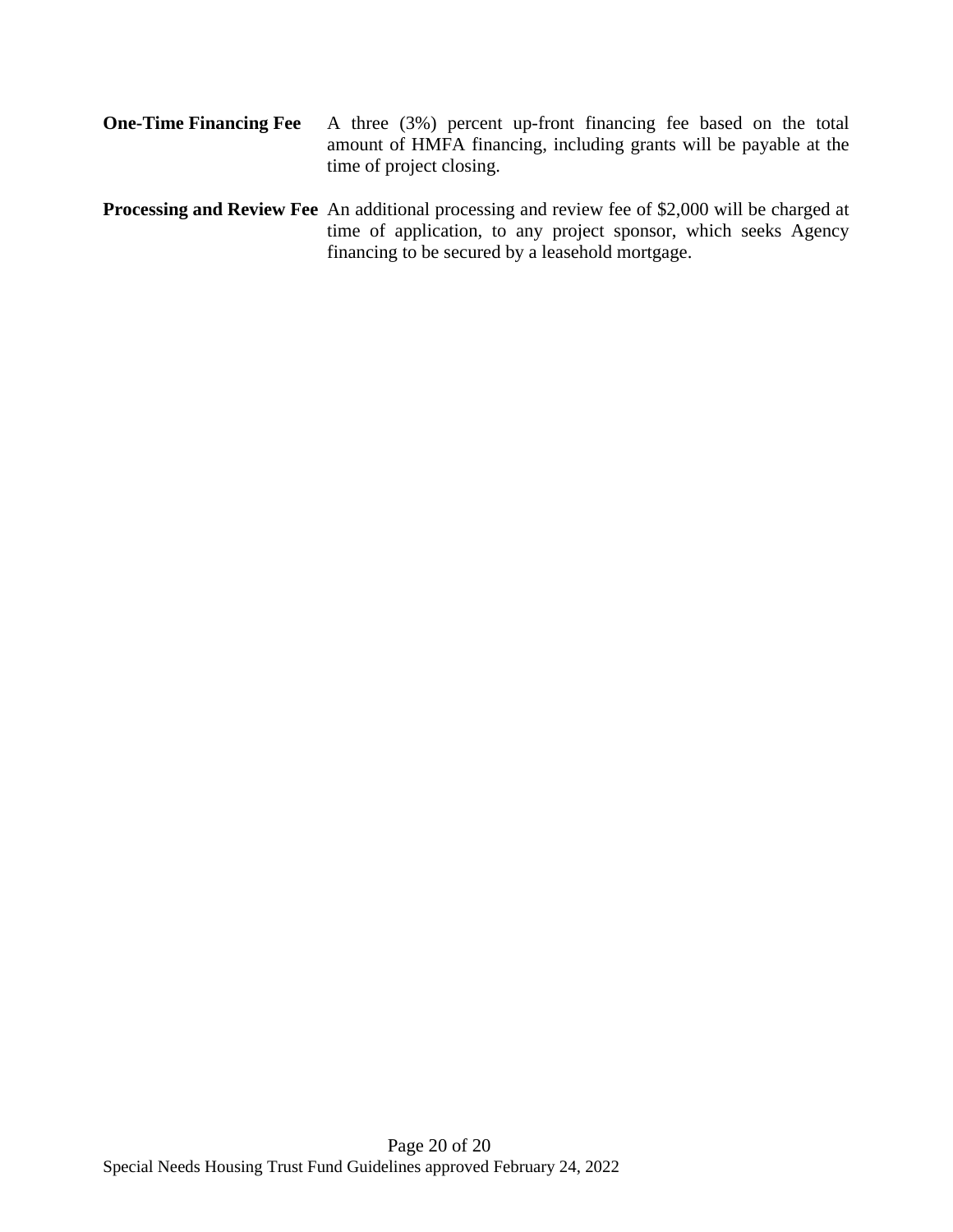**One-Time Financing Fee** A three (3%) percent up-front financing fee based on the total amount of HMFA financing, including grants will be payable at the time of project closing.

**Processing and Review Fee** An additional processing and review fee of $2,000 will be charged at time of application, to any project sponsor, which seeks Agency financing to be secured by a leasehold mortgage.